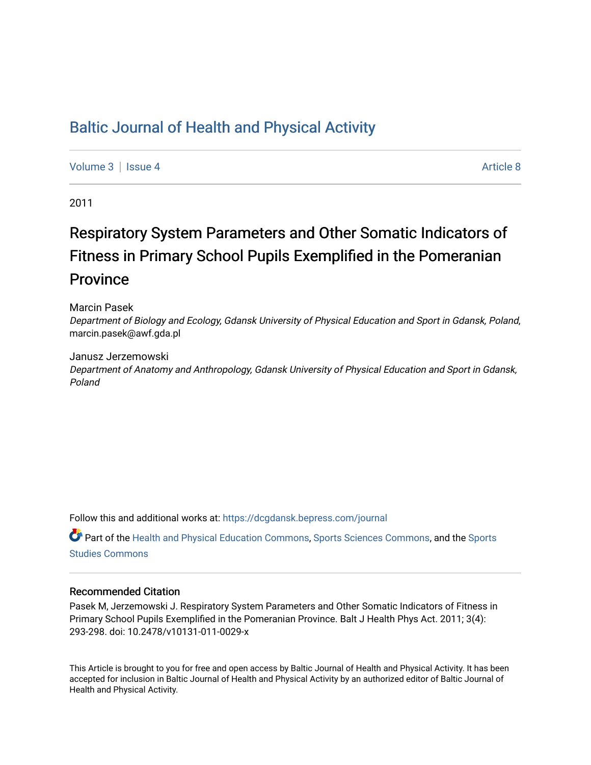# Baltic Journal of Health and Physical Activity

Volume 3 | Issue 4 Article 8

2011

# Respiratory System Parameters and Other Somatic Indicators of Fitness in Primary School Pupils Exemplified in the Pomeranian Province

Marcin Pasek

*Department of Biology and Ecology, Gdansk University of Physical Education and Sport in Gdansk, Poland*, marcin.pasek@awf.gda.pl

Janusz Jerzemowski

*Department of Anatomy and Anthropology, Gdansk University of Physical Education and Sport in Gdansk, Poland*

Follow this and additional works at: https://dcgdansk.bepress.com/journal

Part of the Health and Physical Education Commons, Sports Sciences Commons, and the Sports Studies Commons

## Recommended Citation

Pasek M, Jerzemowski J. Respiratory System Parameters and Other Somatic Indicators of Fitness in Primary School Pupils Exemplified in the Pomeranian Province. Balt J Health Phys Act. 2011; 3(4): 293-298. doi: 10.2478/v10131-011-0029-x

This Article is brought to you for free and open access by Baltic Journal of Health and Physical Activity. It has been accepted for inclusion in Baltic Journal of Health and Physical Activity by an authorized editor of Baltic Journal of Health and Physical Activity.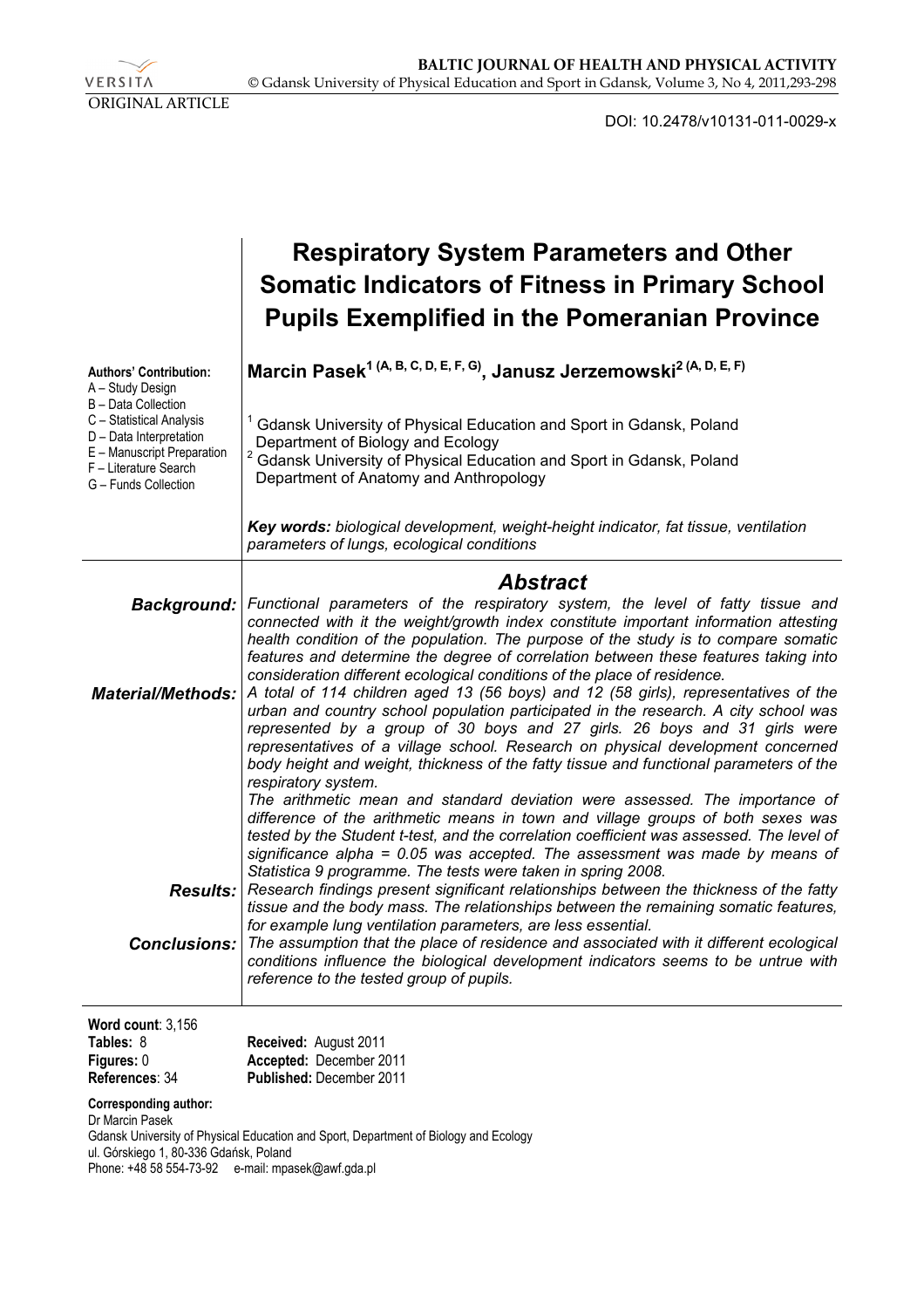VERSITA

ORIGINAL ARTICLE

DOI: 10.2478/v10131-011-0029-x

# Respiratory System Parameters and Other Somatic Indicators of Fitness in Primary School Pupils Exemplified in the Pomeranian Province

**Authors' Contribution:**
A – Study Design
B – Data Collection
C – Statistical Analysis
D – Data Interpretation
E – Manuscript Preparation
F – Literature Search
G – Funds Collection

**Marcin Pasek[1 (A, B, C, D, E, F, G)], Janusz Jerzemowski[2 (A, D, E, F)]**

[1] Gdansk University of Physical Education and Sport in Gdansk, Poland
Department of Biology and Ecology

[2] Gdansk University of Physical Education and Sport in Gdansk, Poland
Department of Anatomy and Anthropology

***Key words:*** *biological development, weight-height indicator, fat tissue, ventilation parameters of lungs, ecological conditions*

## Abstract

***Background:*** *Functional parameters of the respiratory system, the level of fatty tissue and connected with it the weight/growth index constitute important information attesting health condition of the population. The purpose of the study is to compare somatic features and determine the degree of correlation between these features taking into consideration different ecological conditions of the place of residence.*

***Material/Methods:*** *A total of 114 children aged 13 (56 boys) and 12 (58 girls), representatives of the urban and country school population participated in the research. A city school was represented by a group of 30 boys and 27 girls. 26 boys and 31 girls were representatives of a village school. Research on physical development concerned body height and weight, thickness of the fatty tissue and functional parameters of the respiratory system.*

*The arithmetic mean and standard deviation were assessed. The importance of difference of the arithmetic means in town and village groups of both sexes was tested by the Student t-test, and the correlation coefficient was assessed. The level of significance alpha = 0.05 was accepted. The assessment was made by means of Statistica 9 programme. The tests were taken in spring 2008.*

***Results:*** *Research findings present significant relationships between the thickness of the fatty tissue and the body mass. The relationships between the remaining somatic features, for example lung ventilation parameters, are less essential.*

***Conclusions:*** *The assumption that the place of residence and associated with it different ecological conditions influence the biological development indicators seems to be untrue with reference to the tested group of pupils.*

**Word count**: 3,156
**Tables:** 8
**Figures:** 0
**References**: 34

**Received:** August 2011
**Accepted:** December 2011
**Published:** December 2011

**Corresponding author:**
Dr Marcin Pasek
Gdansk University of Physical Education and Sport, Department of Biology and Ecology
ul. Górskiego 1, 80-336 Gdańsk, Poland
Phone: +48 58 554-73-92 e-mail: mpasek@awf.gda.pl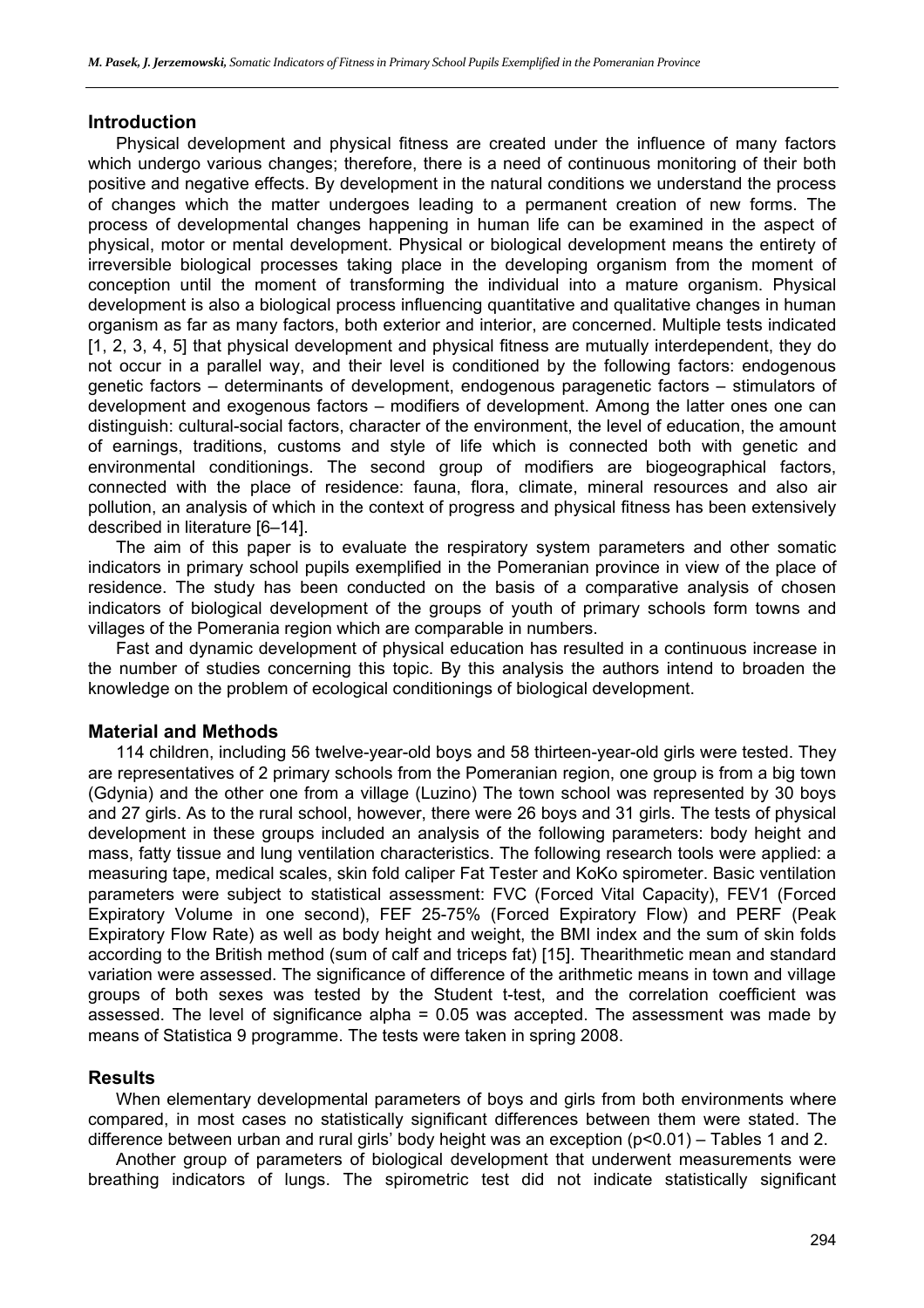## Introduction

Physical development and physical fitness are created under the influence of many factors which undergo various changes; therefore, there is a need of continuous monitoring of their both positive and negative effects. By development in the natural conditions we understand the process of changes which the matter undergoes leading to a permanent creation of new forms. The process of developmental changes happening in human life can be examined in the aspect of physical, motor or mental development. Physical or biological development means the entirety of irreversible biological processes taking place in the developing organism from the moment of conception until the moment of transforming the individual into a mature organism. Physical development is also a biological process influencing quantitative and qualitative changes in human organism as far as many factors, both exterior and interior, are concerned. Multiple tests indicated [1, 2, 3, 4, 5] that physical development and physical fitness are mutually interdependent, they do not occur in a parallel way, and their level is conditioned by the following factors: endogenous genetic factors – determinants of development, endogenous paragenetic factors – stimulators of development and exogenous factors – modifiers of development. Among the latter ones one can distinguish: cultural-social factors, character of the environment, the level of education, the amount of earnings, traditions, customs and style of life which is connected both with genetic and environmental conditionings. The second group of modifiers are biogeographical factors, connected with the place of residence: fauna, flora, climate, mineral resources and also air pollution, an analysis of which in the context of progress and physical fitness has been extensively described in literature [6–14].

The aim of this paper is to evaluate the respiratory system parameters and other somatic indicators in primary school pupils exemplified in the Pomeranian province in view of the place of residence. The study has been conducted on the basis of a comparative analysis of chosen indicators of biological development of the groups of youth of primary schools form towns and villages of the Pomerania region which are comparable in numbers.

Fast and dynamic development of physical education has resulted in a continuous increase in the number of studies concerning this topic. By this analysis the authors intend to broaden the knowledge on the problem of ecological conditionings of biological development.

## Material and Methods

114 children, including 56 twelve-year-old boys and 58 thirteen-year-old girls were tested. They are representatives of 2 primary schools from the Pomeranian region, one group is from a big town (Gdynia) and the other one from a village (Luzino) The town school was represented by 30 boys and 27 girls. As to the rural school, however, there were 26 boys and 31 girls. The tests of physical development in these groups included an analysis of the following parameters: body height and mass, fatty tissue and lung ventilation characteristics. The following research tools were applied: a measuring tape, medical scales, skin fold caliper Fat Tester and KoKo spirometer. Basic ventilation parameters were subject to statistical assessment: FVC (Forced Vital Capacity), FEV1 (Forced Expiratory Volume in one second), FEF 25-75% (Forced Expiratory Flow) and PERF (Peak Expiratory Flow Rate) as well as body height and weight, the BMI index and the sum of skin folds according to the British method (sum of calf and triceps fat) [15]. Thearithmetic mean and standard variation were assessed. The significance of difference of the arithmetic means in town and village groups of both sexes was tested by the Student t-test, and the correlation coefficient was assessed. The level of significance alpha = 0.05 was accepted. The assessment was made by means of Statistica 9 programme. The tests were taken in spring 2008.

## Results

When elementary developmental parameters of boys and girls from both environments where compared, in most cases no statistically significant differences between them were stated. The difference between urban and rural girls' body height was an exception ($p<0.01$) – Tables 1 and 2.

Another group of parameters of biological development that underwent measurements were breathing indicators of lungs. The spirometric test did not indicate statistically significant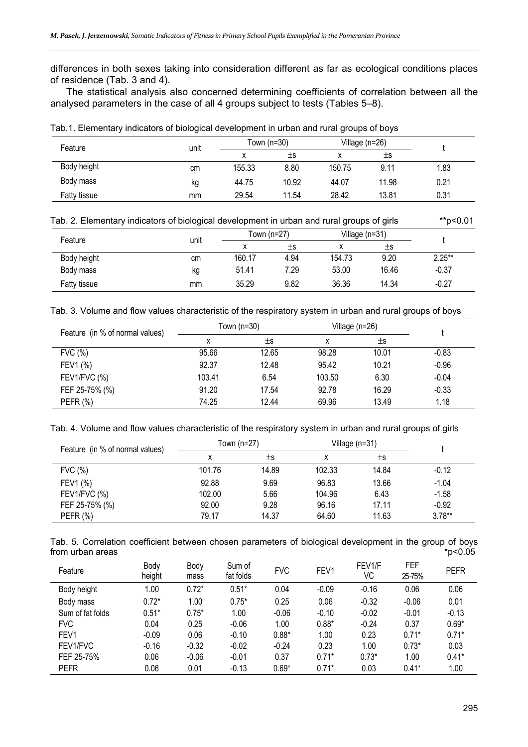differences in both sexes taking into consideration different as far as ecological conditions places of residence (Tab. 3 and 4).

The statistical analysis also concerned determining coefficients of correlation between all the analysed parameters in the case of all 4 groups subject to tests (Tables 5–8).

Tab.1. Elementary indicators of biological development in urban and rural groups of boys

| Feature | unit | Town (n=30) | | Village (n=26) | | t |
|---|---|---|---|---|---|---|
| | | x | ±s | x | ±s | |
| Body height | cm | 155.33 | 8.80 | 150.75 | 9.11 | 1.83 |
| Body mass | kg | 44.75 | 10.92 | 44.07 | 11.98 | 0.21 |
| Fatty tissue | mm | 29.54 | 11.54 | 28.42 | 13.81 | 0.31 |

Tab. 2. Elementary indicators of biological development in urban and rural groups of girls **p<0.01

| Feature | unit | Town (n=27) | | Village (n=31) | | t |
|---|---|---|---|---|---|---|
| | | x | ±s | x | ±s | |
| Body height | cm | 160.17 | 4.94 | 154.73 | 9.20 | 2.25** |
| Body mass | kg | 51.41 | 7.29 | 53.00 | 16.46 | -0.37 |
| Fatty tissue | mm | 35.29 | 9.82 | 36.36 | 14.34 | -0.27 |

Tab. 3. Volume and flow values characteristic of the respiratory system in urban and rural groups of boys

| Feature (in % of normal values) | Town (n=30) | | Village (n=26) | | t |
|---|---|---|---|---|---|
| | x | ±s | x | ±s | |
| FVC (%) | 95.66 | 12.65 | 98.28 | 10.01 | -0.83 |
| FEV1 (%) | 92.37 | 12.48 | 95.42 | 10.21 | -0.96 |
| FEV1/FVC (%) | 103.41 | 6.54 | 103.50 | 6.30 | -0.04 |
| FEF 25-75% (%) | 91.20 | 17.54 | 92.78 | 16.29 | -0.33 |
| PEFR (%) | 74.25 | 12.44 | 69.96 | 13.49 | 1.18 |

Tab. 4. Volume and flow values characteristic of the respiratory system in urban and rural groups of girls

| Feature (in % of normal values) | Town (n=27) | | Village (n=31) | | t |
|---|---|---|---|---|---|
| | x | ±s | x | ±s | |
| FVC (%) | 101.76 | 14.89 | 102.33 | 14.84 | -0.12 |
| FEV1 (%) | 92.88 | 9.69 | 96.83 | 13.66 | -1.04 |
| FEV1/FVC (%) | 102.00 | 5.66 | 104.96 | 6.43 | -1.58 |
| FEF 25-75% (%) | 92.00 | 9.28 | 96.16 | 17.11 | -0.92 |
| PEFR (%) | 79.17 | 14.37 | 64.60 | 11.63 | 3.78** |

Tab. 5. Correlation coefficient between chosen parameters of biological development in the group of boys from urban areas *p<0.05

| Feature | Body height | Body mass | Sum of fat folds | FVC | FEV1 | FEV1/FVC | FEF 25-75% | PEFR |
|---|---|---|---|---|---|---|---|---|
| Body height | 1.00 | 0.72* | 0.51* | 0.04 | -0.09 | -0.16 | 0.06 | 0.06 |
| Body mass | 0.72* | 1.00 | 0.75* | 0.25 | 0.06 | -0.32 | -0.06 | 0.01 |
| Sum of fat folds | 0.51* | 0.75* | 1.00 | -0.06 | -0.10 | -0.02 | -0.01 | -0.13 |
| FVC | 0.04 | 0.25 | -0.06 | 1.00 | 0.88* | -0.24 | 0.37 | 0.69* |
| FEV1 | -0.09 | 0.06 | -0.10 | 0.88* | 1.00 | 0.23 | 0.71* | 0.71* |
| FEV1/FVC | -0.16 | -0.32 | -0.02 | -0.24 | 0.23 | 1.00 | 0.73* | 0.03 |
| FEF 25-75% | 0.06 | -0.06 | -0.01 | 0.37 | 0.71* | 0.73* | 1.00 | 0.41* |
| PEFR | 0.06 | 0.01 | -0.13 | 0.69* | 0.71* | 0.03 | 0.41* | 1.00 |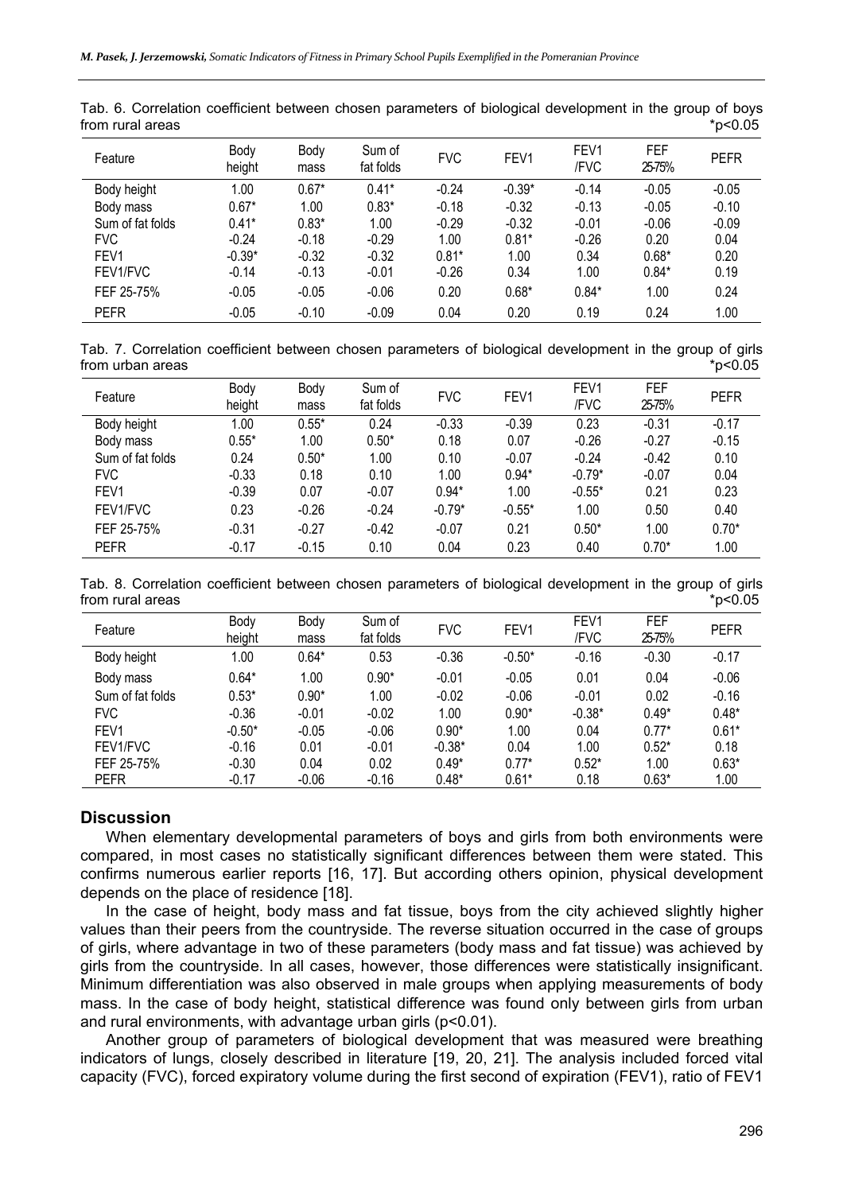Tab. 6. Correlation coefficient between chosen parameters of biological development in the group of boys from rural areas *p<0.05

| Feature | Body height | Body mass | Sum of fat folds | FVC | FEV1 | FEV1 /FVC | FEF 25-75% | PEFR |
|---|---|---|---|---|---|---|---|---|
| Body height | 1.00 | 0.67* | 0.41* | -0.24 | -0.39* | -0.14 | -0.05 | -0.05 |
| Body mass | 0.67* | 1.00 | 0.83* | -0.18 | -0.32 | -0.13 | -0.05 | -0.10 |
| Sum of fat folds | 0.41* | 0.83* | 1.00 | -0.29 | -0.32 | -0.01 | -0.06 | -0.09 |
| FVC | -0.24 | -0.18 | -0.29 | 1.00 | 0.81* | -0.26 | 0.20 | 0.04 |
| FEV1 | -0.39* | -0.32 | -0.32 | 0.81* | 1.00 | 0.34 | 0.68* | 0.20 |
| FEV1/FVC | -0.14 | -0.13 | -0.01 | -0.26 | 0.34 | 1.00 | 0.84* | 0.19 |
| FEF 25-75% | -0.05 | -0.05 | -0.06 | 0.20 | 0.68* | 0.84* | 1.00 | 0.24 |
| PEFR | -0.05 | -0.10 | -0.09 | 0.04 | 0.20 | 0.19 | 0.24 | 1.00 |

Tab. 7. Correlation coefficient between chosen parameters of biological development in the group of girls from urban areas *p<0.05

| Feature | Body height | Body mass | Sum of fat folds | FVC | FEV1 | FEV1 /FVC | FEF 25-75% | PEFR |
|---|---|---|---|---|---|---|---|---|
| Body height | 1.00 | 0.55* | 0.24 | -0.33 | -0.39 | 0.23 | -0.31 | -0.17 |
| Body mass | 0.55* | 1.00 | 0.50* | 0.18 | 0.07 | -0.26 | -0.27 | -0.15 |
| Sum of fat folds | 0.24 | 0.50* | 1.00 | 0.10 | -0.07 | -0.24 | -0.42 | 0.10 |
| FVC | -0.33 | 0.18 | 0.10 | 1.00 | 0.94* | -0.79* | -0.07 | 0.04 |
| FEV1 | -0.39 | 0.07 | -0.07 | 0.94* | 1.00 | -0.55* | 0.21 | 0.23 |
| FEV1/FVC | 0.23 | -0.26 | -0.24 | -0.79* | -0.55* | 1.00 | 0.50 | 0.40 |
| FEF 25-75% | -0.31 | -0.27 | -0.42 | -0.07 | 0.21 | 0.50* | 1.00 | 0.70* |
| PEFR | -0.17 | -0.15 | 0.10 | 0.04 | 0.23 | 0.40 | 0.70* | 1.00 |

Tab. 8. Correlation coefficient between chosen parameters of biological development in the group of girls from rural areas *p<0.05

| Feature | Body height | Body mass | Sum of fat folds | FVC | FEV1 | FEV1 /FVC | FEF 25-75% | PEFR |
|---|---|---|---|---|---|---|---|---|
| Body height | 1.00 | 0.64* | 0.53 | -0.36 | -0.50* | -0.16 | -0.30 | -0.17 |
| Body mass | 0.64* | 1.00 | 0.90* | -0.01 | -0.05 | 0.01 | 0.04 | -0.06 |
| Sum of fat folds | 0.53* | 0.90* | 1.00 | -0.02 | -0.06 | -0.01 | 0.02 | -0.16 |
| FVC | -0.36 | -0.01 | -0.02 | 1.00 | 0.90* | -0.38* | 0.49* | 0.48* |
| FEV1 | -0.50* | -0.05 | -0.06 | 0.90* | 1.00 | 0.04 | 0.77* | 0.61* |
| FEV1/FVC | -0.16 | 0.01 | -0.01 | -0.38* | 0.04 | 1.00 | 0.52* | 0.18 |
| FEF 25-75% | -0.30 | 0.04 | 0.02 | 0.49* | 0.77* | 0.52* | 1.00 | 0.63* |
| PEFR | -0.17 | -0.06 | -0.16 | 0.48* | 0.61* | 0.18 | 0.63* | 1.00 |

## Discussion

When elementary developmental parameters of boys and girls from both environments were compared, in most cases no statistically significant differences between them were stated. This confirms numerous earlier reports [16, 17]. But according others opinion, physical development depends on the place of residence [18].

In the case of height, body mass and fat tissue, boys from the city achieved slightly higher values than their peers from the countryside. The reverse situation occurred in the case of groups of girls, where advantage in two of these parameters (body mass and fat tissue) was achieved by girls from the countryside. In all cases, however, those differences were statistically insignificant. Minimum differentiation was also observed in male groups when applying measurements of body mass. In the case of body height, statistical difference was found only between girls from urban and rural environments, with advantage urban girls ($p<0.01$).

Another group of parameters of biological development that was measured were breathing indicators of lungs, closely described in literature [19, 20, 21]. The analysis included forced vital capacity (FVC), forced expiratory volume during the first second of expiration (FEV1), ratio of FEV1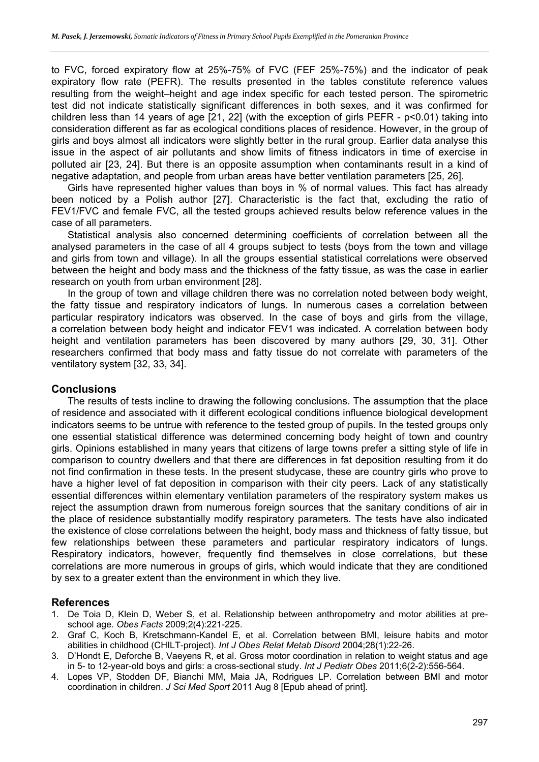to FVC, forced expiratory flow at 25%-75% of FVC (FEF 25%-75%) and the indicator of peak expiratory flow rate (PEFR). The results presented in the tables constitute reference values resulting from the weight–height and age index specific for each tested person. The spirometric test did not indicate statistically significant differences in both sexes, and it was confirmed for children less than 14 years of age [21, 22] (with the exception of girls PEFR - $p<0.01$) taking into consideration different as far as ecological conditions places of residence. However, in the group of girls and boys almost all indicators were slightly better in the rural group. Earlier data analyse this issue in the aspect of air pollutants and show limits of fitness indicators in time of exercise in polluted air [23, 24]. But there is an opposite assumption when contaminants result in a kind of negative adaptation, and people from urban areas have better ventilation parameters [25, 26].

Girls have represented higher values than boys in % of normal values. This fact has already been noticed by a Polish author [27]. Characteristic is the fact that, excluding the ratio of FEV1/FVC and female FVC, all the tested groups achieved results below reference values in the case of all parameters.

Statistical analysis also concerned determining coefficients of correlation between all the analysed parameters in the case of all 4 groups subject to tests (boys from the town and village and girls from town and village). In all the groups essential statistical correlations were observed between the height and body mass and the thickness of the fatty tissue, as was the case in earlier research on youth from urban environment [28].

In the group of town and village children there was no correlation noted between body weight, the fatty tissue and respiratory indicators of lungs. In numerous cases a correlation between particular respiratory indicators was observed. In the case of boys and girls from the village, a correlation between body height and indicator FEV1 was indicated. A correlation between body height and ventilation parameters has been discovered by many authors [29, 30, 31]. Other researchers confirmed that body mass and fatty tissue do not correlate with parameters of the ventilatory system [32, 33, 34].

## Conclusions

The results of tests incline to drawing the following conclusions. The assumption that the place of residence and associated with it different ecological conditions influence biological development indicators seems to be untrue with reference to the tested group of pupils. In the tested groups only one essential statistical difference was determined concerning body height of town and country girls. Opinions established in many years that citizens of large towns prefer a sitting style of life in comparison to country dwellers and that there are differences in fat deposition resulting from it do not find confirmation in these tests. In the present studycase, these are country girls who prove to have a higher level of fat deposition in comparison with their city peers. Lack of any statistically essential differences within elementary ventilation parameters of the respiratory system makes us reject the assumption drawn from numerous foreign sources that the sanitary conditions of air in the place of residence substantially modify respiratory parameters. The tests have also indicated the existence of close correlations between the height, body mass and thickness of fatty tissue, but few relationships between these parameters and particular respiratory indicators of lungs. Respiratory indicators, however, frequently find themselves in close correlations, but these correlations are more numerous in groups of girls, which would indicate that they are conditioned by sex to a greater extent than the environment in which they live.

## References

1. De Toia D, Klein D, Weber S, et al. Relationship between anthropometry and motor abilities at pre-school age. *Obes Facts* 2009;2(4):221-225.
2. Graf C, Koch B, Kretschmann-Kandel E, et al. Correlation between BMI, leisure habits and motor abilities in childhood (CHILT-project). *Int J Obes Relat Metab Disord* 2004;28(1):22-26.
3. D'Hondt E, Deforche B, Vaeyens R, et al. Gross motor coordination in relation to weight status and age in 5- to 12-year-old boys and girls: a cross-sectional study. *Int J Pediatr Obes* 2011;6(2-2):556-564.
4. Lopes VP, Stodden DF, Bianchi MM, Maia JA, Rodrigues LP. Correlation between BMI and motor coordination in children. *J Sci Med Sport* 2011 Aug 8 [Epub ahead of print].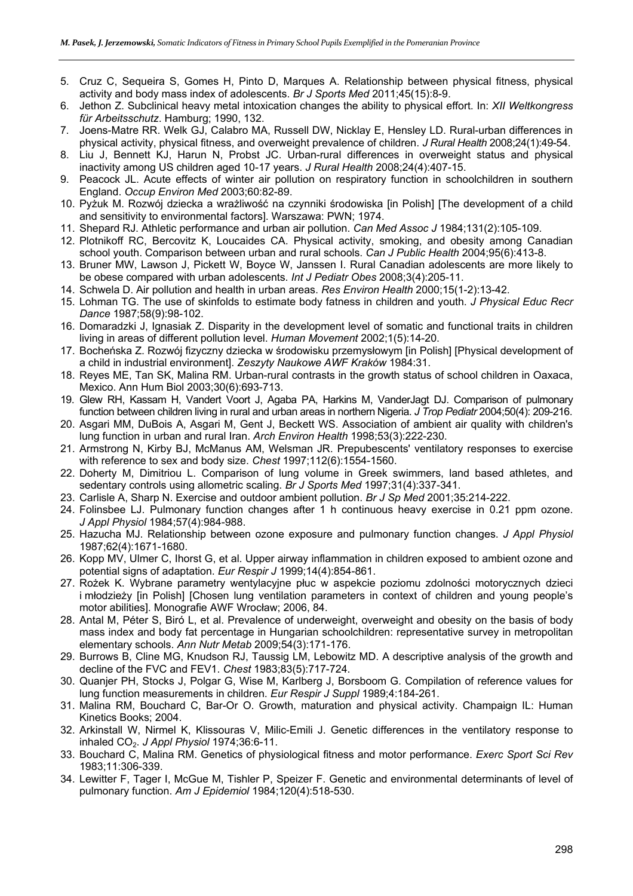5. Cruz C, Sequeira S, Gomes H, Pinto D, Marques A. Relationship between physical fitness, physical activity and body mass index of adolescents. *Br J Sports Med* 2011;45(15):8-9.
6. Jethon Z. Subclinical heavy metal intoxication changes the ability to physical effort. In: *XII Weltkongress für Arbeitsschutz*. Hamburg; 1990, 132.
7. Joens-Matre RR. Welk GJ, Calabro MA, Russell DW, Nicklay E, Hensley LD. Rural-urban differences in physical activity, physical fitness, and overweight prevalence of children. *J Rural Health* 2008;24(1):49-54.
8. Liu J, Bennett KJ, Harun N, Probst JC. Urban-rural differences in overweight status and physical inactivity among US children aged 10-17 years. *J Rural Health* 2008;24(4):407-15.
9. Peacock JL. Acute effects of winter air pollution on respiratory function in schoolchildren in southern England. *Occup Environ Med* 2003;60:82-89.
10. Pyżuk M. Rozwój dziecka a wrażliwość na czynniki środowiska [in Polish] [The development of a child and sensitivity to environmental factors]. Warszawa: PWN; 1974.
11. Shepard RJ. Athletic performance and urban air pollution. *Can Med Assoc J* 1984;131(2):105-109.
12. Plotnikoff RC, Bercovitz K, Loucaides CA. Physical activity, smoking, and obesity among Canadian school youth. Comparison between urban and rural schools. *Can J Public Health* 2004;95(6):413-8.
13. Bruner MW, Lawson J, Pickett W, Boyce W, Janssen I. Rural Canadian adolescents are more likely to be obese compared with urban adolescents. *Int J Pediatr Obes* 2008;3(4):205-11.
14. Schwela D. Air pollution and health in urban areas. *Res Environ Health* 2000;15(1-2):13-42.
15. Lohman TG. The use of skinfolds to estimate body fatness in children and youth. *J Physical Educ Recr Dance* 1987;58(9):98-102.
16. Domaradzki J, Ignasiak Z. Disparity in the development level of somatic and functional traits in children living in areas of different pollution level. *Human Movement* 2002;1(5):14-20.
17. Bocheńska Z. Rozwój fizyczny dziecka w środowisku przemysłowym [in Polish] [Physical development of a child in industrial environment]. *Zeszyty Naukowe AWF Kraków* 1984:31.
18. Reyes ME, Tan SK, Malina RM. Urban-rural contrasts in the growth status of school children in Oaxaca, Mexico. Ann Hum Biol 2003;30(6):693-713.
19. Glew RH, Kassam H, Vandert Voort J, Agaba PA, Harkins M, VanderJagt DJ. Comparison of pulmonary function between children living in rural and urban areas in northern Nigeria. *J Trop Pediatr* 2004;50(4): 209-216.
20. Asgari MM, DuBois A, Asgari M, Gent J, Beckett WS. Association of ambient air quality with children's lung function in urban and rural Iran. *Arch Environ Health* 1998;53(3):222-230.
21. Armstrong N, Kirby BJ, McManus AM, Welsman JR. Prepubescents' ventilatory responses to exercise with reference to sex and body size. *Chest* 1997;112(6):1554-1560.
22. Doherty M, Dimitriou L. Comparison of lung volume in Greek swimmers, land based athletes, and sedentary controls using allometric scaling. *Br J Sports Med* 1997;31(4):337-341.
23. Carlisle A, Sharp N. Exercise and outdoor ambient pollution. *Br J Sp Med* 2001;35:214-222.
24. Folinsbee LJ. Pulmonary function changes after 1 h continuous heavy exercise in 0.21 ppm ozone. *J Appl Physiol* 1984;57(4):984-988.
25. Hazucha MJ. Relationship between ozone exposure and pulmonary function changes. *J Appl Physiol* 1987;62(4):1671-1680.
26. Kopp MV, Ulmer C, Ihorst G, et al. Upper airway inflammation in children exposed to ambient ozone and potential signs of adaptation. *Eur Respir J* 1999;14(4):854-861.
27. Rożek K. Wybrane parametry wentylacyjne płuc w aspekcie poziomu zdolności motorycznych dzieci i młodzieży [in Polish] [Chosen lung ventilation parameters in context of children and young people's motor abilities]. Monografie AWF Wrocław; 2006, 84.
28. Antal M, Péter S, Biró L, et al. Prevalence of underweight, overweight and obesity on the basis of body mass index and body fat percentage in Hungarian schoolchildren: representative survey in metropolitan elementary schools. *Ann Nutr Metab* 2009;54(3):171-176.
29. Burrows B, Cline MG, Knudson RJ, Taussig LM, Lebowitz MD. A descriptive analysis of the growth and decline of the FVC and FEV1. *Chest* 1983;83(5):717-724.
30. Quanjer PH, Stocks J, Polgar G, Wise M, Karlberg J, Borsboom G. Compilation of reference values for lung function measurements in children. *Eur Respir J Suppl* 1989;4:184-261.
31. Malina RM, Bouchard C, Bar-Or O. Growth, maturation and physical activity. Champaign IL: Human Kinetics Books; 2004.
32. Arkinstall W, Nirmel K, Klissouras V, Milic-Emili J. Genetic differences in the ventilatory response to inhaled $CO_2$. *J Appl Physiol* 1974;36:6-11.
33. Bouchard C, Malina RM. Genetics of physiological fitness and motor performance. *Exerc Sport Sci Rev* 1983;11:306-339.
34. Lewitter F, Tager I, McGue M, Tishler P, Speizer F. Genetic and environmental determinants of level of pulmonary function. *Am J Epidemiol* 1984;120(4):518-530.